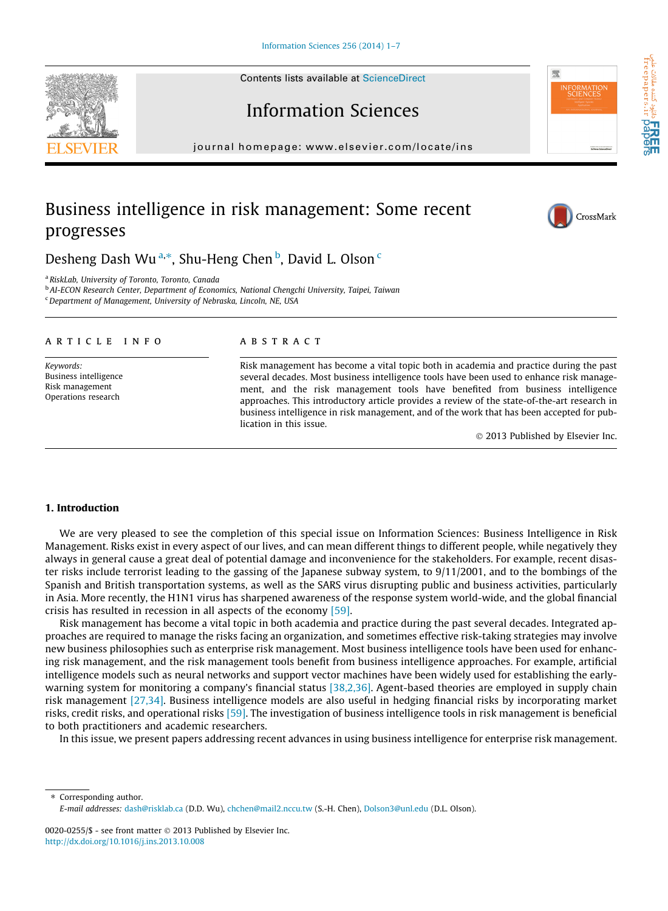# Business intelligence in risk management: Some recent progresses

Desheng Dash Wu [a,*], Shu-Heng Chen [b], David L. Olson [c]

[a] RiskLab, University of Toronto, Toronto, Canada
[b] AI-ECON Research Center, Department of Economics, National Chengchi University, Taipei, Taiwan
[c] Department of Management, University of Nebraska, Lincoln, NE, USA

## ARTICLE INFO

*Keywords:*
Business intelligence
Risk management
Operations research

## ABSTRACT

Risk management has become a vital topic both in academia and practice during the past several decades. Most business intelligence tools have been used to enhance risk management, and the risk management tools have benefited from business intelligence approaches. This introductory article provides a review of the state-of-the-art research in business intelligence in risk management, and of the work that has been accepted for publication in this issue.

© 2013 Published by Elsevier Inc.

## 1. Introduction

We are very pleased to see the completion of this special issue on Information Sciences: Business Intelligence in Risk Management. Risks exist in every aspect of our lives, and can mean different things to different people, while negatively they always in general cause a great deal of potential damage and inconvenience for the stakeholders. For example, recent disaster risks include terrorist leading to the gassing of the Japanese subway system, to 9/11/2001, and to the bombings of the Spanish and British transportation systems, as well as the SARS virus disrupting public and business activities, particularly in Asia. More recently, the H1N1 virus has sharpened awareness of the response system world-wide, and the global financial crisis has resulted in recession in all aspects of the economy [59].

Risk management has become a vital topic in both academia and practice during the past several decades. Integrated approaches are required to manage the risks facing an organization, and sometimes effective risk-taking strategies may involve new business philosophies such as enterprise risk management. Most business intelligence tools have been used for enhancing risk management, and the risk management tools benefit from business intelligence approaches. For example, artificial intelligence models such as neural networks and support vector machines have been widely used for establishing the early-warning system for monitoring a company's financial status [38,2,36]. Agent-based theories are employed in supply chain risk management [27,34]. Business intelligence models are also useful in hedging financial risks by incorporating market risks, credit risks, and operational risks [59]. The investigation of business intelligence tools in risk management is beneficial to both practitioners and academic researchers.

In this issue, we present papers addressing recent advances in using business intelligence for enterprise risk management.

---

* Corresponding author.
*E-mail addresses:* dash@risklab.ca (D.D. Wu), chchen@mail2.nccu.tw (S.-H. Chen), Dolson3@unl.edu (D.L. Olson).

0020-0255/$ - see front matter © 2013 Published by Elsevier Inc.
http://dx.doi.org/10.1016/j.ins.2013.10.008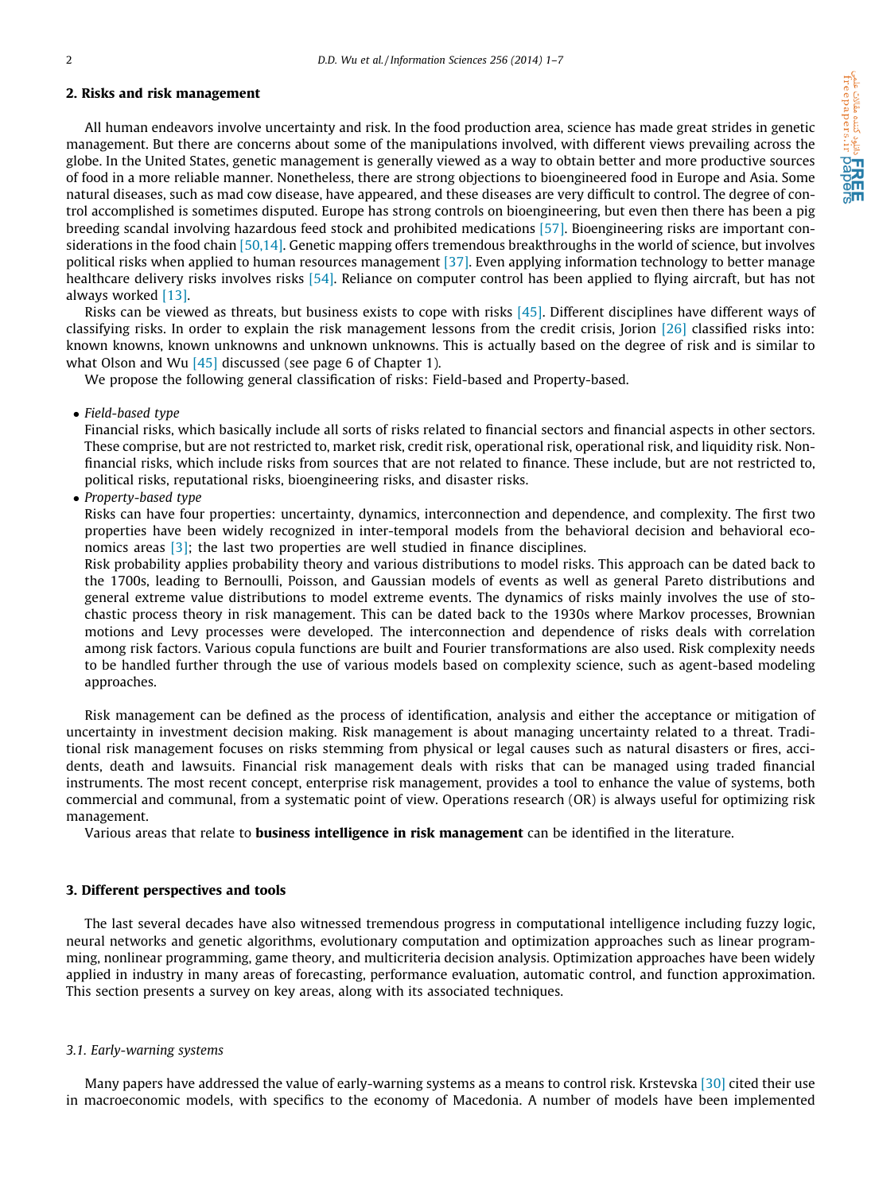## 2. Risks and risk management

All human endeavors involve uncertainty and risk. In the food production area, science has made great strides in genetic management. But there are concerns about some of the manipulations involved, with different views prevailing across the globe. In the United States, genetic management is generally viewed as a way to obtain better and more productive sources of food in a more reliable manner. Nonetheless, there are strong objections to bioengineered food in Europe and Asia. Some natural diseases, such as mad cow disease, have appeared, and these diseases are very difficult to control. The degree of control accomplished is sometimes disputed. Europe has strong controls on bioengineering, but even then there has been a pig breeding scandal involving hazardous feed stock and prohibited medications [57]. Bioengineering risks are important considerations in the food chain [50,14]. Genetic mapping offers tremendous breakthroughs in the world of science, but involves political risks when applied to human resources management [37]. Even applying information technology to better manage healthcare delivery risks involves risks [54]. Reliance on computer control has been applied to flying aircraft, but has not always worked [13].

Risks can be viewed as threats, but business exists to cope with risks [45]. Different disciplines have different ways of classifying risks. In order to explain the risk management lessons from the credit crisis, Jorion [26] classified risks into: known knowns, known unknowns and unknown unknowns. This is actually based on the degree of risk and is similar to what Olson and Wu [45] discussed (see page 6 of Chapter 1).

We propose the following general classification of risks: Field-based and Property-based.

- *Field-based type*

  Financial risks, which basically include all sorts of risks related to financial sectors and financial aspects in other sectors. These comprise, but are not restricted to, market risk, credit risk, operational risk, operational risk, and liquidity risk. Non-financial risks, which include risks from sources that are not related to finance. These include, but are not restricted to, political risks, reputational risks, bioengineering risks, and disaster risks.
- *Property-based type*

  Risks can have four properties: uncertainty, dynamics, interconnection and dependence, and complexity. The first two properties have been widely recognized in inter-temporal models from the behavioral decision and behavioral economics areas [3]; the last two properties are well studied in finance disciplines.

  Risk probability applies probability theory and various distributions to model risks. This approach can be dated back to the 1700s, leading to Bernoulli, Poisson, and Gaussian models of events as well as general Pareto distributions and general extreme value distributions to model extreme events. The dynamics of risks mainly involves the use of stochastic process theory in risk management. This can be dated back to the 1930s where Markov processes, Brownian motions and Levy processes were developed. The interconnection and dependence of risks deals with correlation among risk factors. Various copula functions are built and Fourier transformations are also used. Risk complexity needs to be handled further through the use of various models based on complexity science, such as agent-based modeling approaches.

Risk management can be defined as the process of identification, analysis and either the acceptance or mitigation of uncertainty in investment decision making. Risk management is about managing uncertainty related to a threat. Traditional risk management focuses on risks stemming from physical or legal causes such as natural disasters or fires, accidents, death and lawsuits. Financial risk management deals with risks that can be managed using traded financial instruments. The most recent concept, enterprise risk management, provides a tool to enhance the value of systems, both commercial and communal, from a systematic point of view. Operations research (OR) is always useful for optimizing risk management.

Various areas that relate to **business intelligence in risk management** can be identified in the literature.

## 3. Different perspectives and tools

The last several decades have also witnessed tremendous progress in computational intelligence including fuzzy logic, neural networks and genetic algorithms, evolutionary computation and optimization approaches such as linear programming, nonlinear programming, game theory, and multicriteria decision analysis. Optimization approaches have been widely applied in industry in many areas of forecasting, performance evaluation, automatic control, and function approximation. This section presents a survey on key areas, along with its associated techniques.

### *3.1. Early-warning systems*

Many papers have addressed the value of early-warning systems as a means to control risk. Krstevska [30] cited their use in macroeconomic models, with specifics to the economy of Macedonia. A number of models have been implemented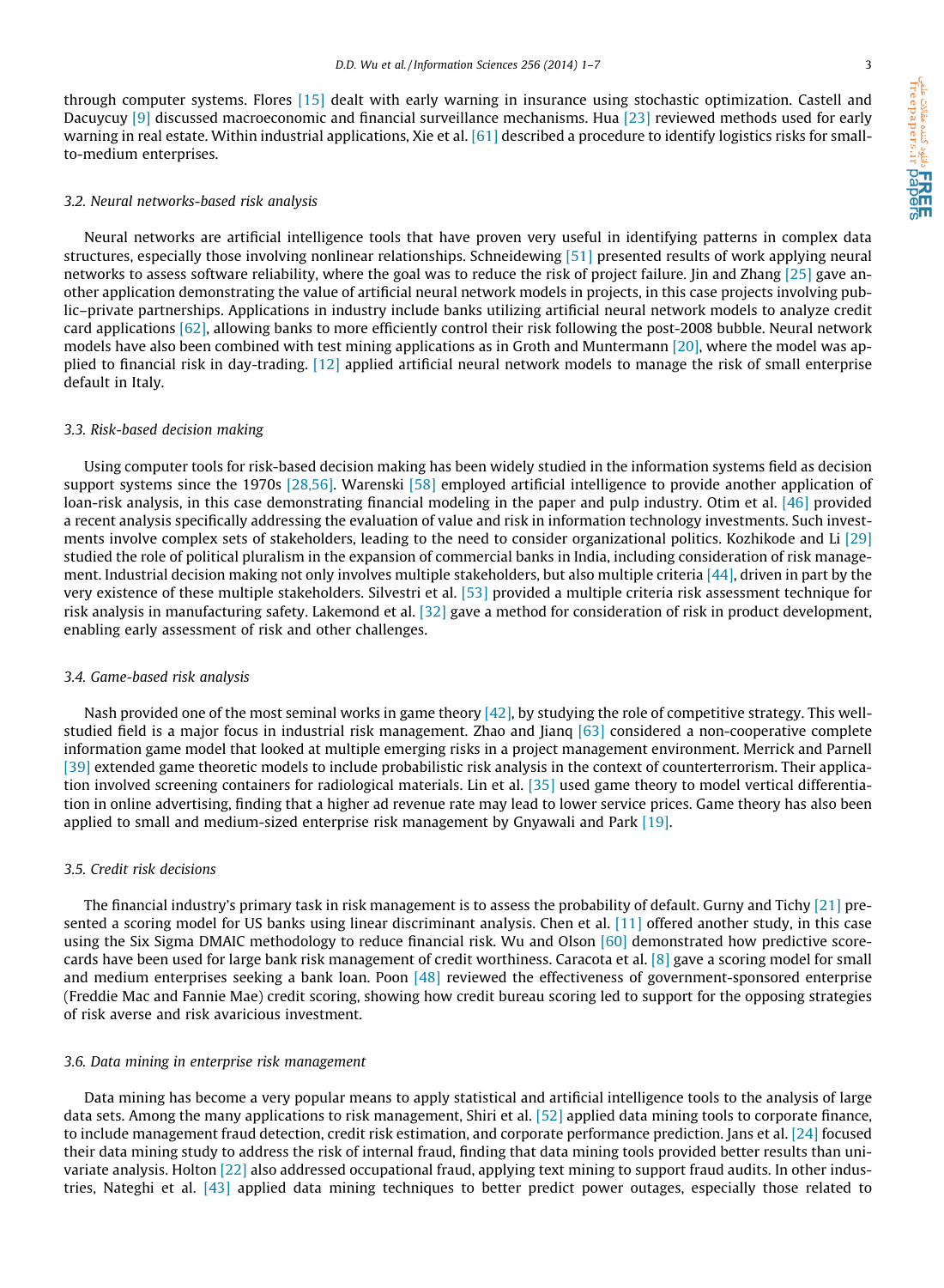through computer systems. Flores [15] dealt with early warning in insurance using stochastic optimization. Castell and Dacuycuy [9] discussed macroeconomic and financial surveillance mechanisms. Hua [23] reviewed methods used for early warning in real estate. Within industrial applications, Xie et al. [61] described a procedure to identify logistics risks for small-to-medium enterprises.

### 3.2. Neural networks-based risk analysis

Neural networks are artificial intelligence tools that have proven very useful in identifying patterns in complex data structures, especially those involving nonlinear relationships. Schneidewing [51] presented results of work applying neural networks to assess software reliability, where the goal was to reduce the risk of project failure. Jin and Zhang [25] gave another application demonstrating the value of artificial neural network models in projects, in this case projects involving public–private partnerships. Applications in industry include banks utilizing artificial neural network models to analyze credit card applications [62], allowing banks to more efficiently control their risk following the post-2008 bubble. Neural network models have also been combined with test mining applications as in Groth and Muntermann [20], where the model was applied to financial risk in day-trading. [12] applied artificial neural network models to manage the risk of small enterprise default in Italy.

### 3.3. Risk-based decision making

Using computer tools for risk-based decision making has been widely studied in the information systems field as decision support systems since the 1970s [28,56]. Warenski [58] employed artificial intelligence to provide another application of loan-risk analysis, in this case demonstrating financial modeling in the paper and pulp industry. Otim et al. [46] provided a recent analysis specifically addressing the evaluation of value and risk in information technology investments. Such investments involve complex sets of stakeholders, leading to the need to consider organizational politics. Kozhikode and Li [29] studied the role of political pluralism in the expansion of commercial banks in India, including consideration of risk management. Industrial decision making not only involves multiple stakeholders, but also multiple criteria [44], driven in part by the very existence of these multiple stakeholders. Silvestri et al. [53] provided a multiple criteria risk assessment technique for risk analysis in manufacturing safety. Lakemond et al. [32] gave a method for consideration of risk in product development, enabling early assessment of risk and other challenges.

### 3.4. Game-based risk analysis

Nash provided one of the most seminal works in game theory [42], by studying the role of competitive strategy. This well-studied field is a major focus in industrial risk management. Zhao and Jianq [63] considered a non-cooperative complete information game model that looked at multiple emerging risks in a project management environment. Merrick and Parnell [39] extended game theoretic models to include probabilistic risk analysis in the context of counterterrorism. Their application involved screening containers for radiological materials. Lin et al. [35] used game theory to model vertical differentiation in online advertising, finding that a higher ad revenue rate may lead to lower service prices. Game theory has also been applied to small and medium-sized enterprise risk management by Gnyawali and Park [19].

### 3.5. Credit risk decisions

The financial industry's primary task in risk management is to assess the probability of default. Gurny and Tichy [21] presented a scoring model for US banks using linear discriminant analysis. Chen et al. [11] offered another study, in this case using the Six Sigma DMAIC methodology to reduce financial risk. Wu and Olson [60] demonstrated how predictive scorecards have been used for large bank risk management of credit worthiness. Caracota et al. [8] gave a scoring model for small and medium enterprises seeking a bank loan. Poon [48] reviewed the effectiveness of government-sponsored enterprise (Freddie Mac and Fannie Mae) credit scoring, showing how credit bureau scoring led to support for the opposing strategies of risk averse and risk avaricious investment.

### 3.6. Data mining in enterprise risk management

Data mining has become a very popular means to apply statistical and artificial intelligence tools to the analysis of large data sets. Among the many applications to risk management, Shiri et al. [52] applied data mining tools to corporate finance, to include management fraud detection, credit risk estimation, and corporate performance prediction. Jans et al. [24] focused their data mining study to address the risk of internal fraud, finding that data mining tools provided better results than univariate analysis. Holton [22] also addressed occupational fraud, applying text mining to support fraud audits. In other industries, Nateghi et al. [43] applied data mining techniques to better predict power outages, especially those related to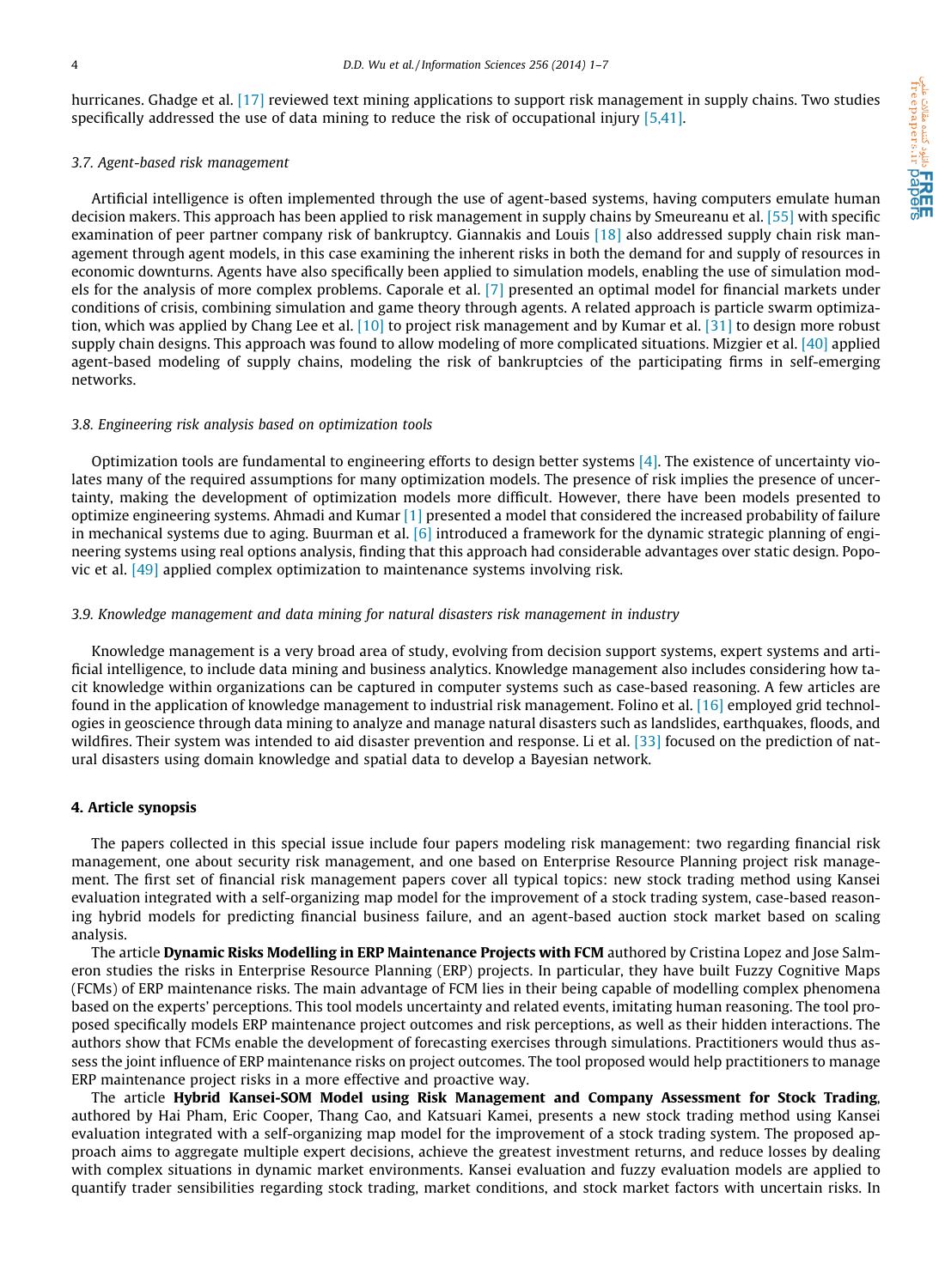hurricanes. Ghadge et al. [17] reviewed text mining applications to support risk management in supply chains. Two studies specifically addressed the use of data mining to reduce the risk of occupational injury [5,41].

### 3.7. Agent-based risk management

Artificial intelligence is often implemented through the use of agent-based systems, having computers emulate human decision makers. This approach has been applied to risk management in supply chains by Smeureanu et al. [55] with specific examination of peer partner company risk of bankruptcy. Giannakis and Louis [18] also addressed supply chain risk management through agent models, in this case examining the inherent risks in both the demand for and supply of resources in economic downturns. Agents have also specifically been applied to simulation models, enabling the use of simulation models for the analysis of more complex problems. Caporale et al. [7] presented an optimal model for financial markets under conditions of crisis, combining simulation and game theory through agents. A related approach is particle swarm optimization, which was applied by Chang Lee et al. [10] to project risk management and by Kumar et al. [31] to design more robust supply chain designs. This approach was found to allow modeling of more complicated situations. Mizgier et al. [40] applied agent-based modeling of supply chains, modeling the risk of bankruptcies of the participating firms in self-emerging networks.

### 3.8. Engineering risk analysis based on optimization tools

Optimization tools are fundamental to engineering efforts to design better systems [4]. The existence of uncertainty violates many of the required assumptions for many optimization models. The presence of risk implies the presence of uncertainty, making the development of optimization models more difficult. However, there have been models presented to optimize engineering systems. Ahmadi and Kumar [1] presented a model that considered the increased probability of failure in mechanical systems due to aging. Buurman et al. [6] introduced a framework for the dynamic strategic planning of engineering systems using real options analysis, finding that this approach had considerable advantages over static design. Popovic et al. [49] applied complex optimization to maintenance systems involving risk.

### 3.9. Knowledge management and data mining for natural disasters risk management in industry

Knowledge management is a very broad area of study, evolving from decision support systems, expert systems and artificial intelligence, to include data mining and business analytics. Knowledge management also includes considering how tacit knowledge within organizations can be captured in computer systems such as case-based reasoning. A few articles are found in the application of knowledge management to industrial risk management. Folino et al. [16] employed grid technologies in geoscience through data mining to analyze and manage natural disasters such as landslides, earthquakes, floods, and wildfires. Their system was intended to aid disaster prevention and response. Li et al. [33] focused on the prediction of natural disasters using domain knowledge and spatial data to develop a Bayesian network.

## 4. Article synopsis

The papers collected in this special issue include four papers modeling risk management: two regarding financial risk management, one about security risk management, and one based on Enterprise Resource Planning project risk management. The first set of financial risk management papers cover all typical topics: new stock trading method using Kansei evaluation integrated with a self-organizing map model for the improvement of a stock trading system, case-based reasoning hybrid models for predicting financial business failure, and an agent-based auction stock market based on scaling analysis.

The article **Dynamic Risks Modelling in ERP Maintenance Projects with FCM** authored by Cristina Lopez and Jose Salmeron studies the risks in Enterprise Resource Planning (ERP) projects. In particular, they have built Fuzzy Cognitive Maps (FCMs) of ERP maintenance risks. The main advantage of FCM lies in their being capable of modelling complex phenomena based on the experts' perceptions. This tool models uncertainty and related events, imitating human reasoning. The tool proposed specifically models ERP maintenance project outcomes and risk perceptions, as well as their hidden interactions. The authors show that FCMs enable the development of forecasting exercises through simulations. Practitioners would thus assess the joint influence of ERP maintenance risks on project outcomes. The tool proposed would help practitioners to manage ERP maintenance project risks in a more effective and proactive way.

The article **Hybrid Kansei-SOM Model using Risk Management and Company Assessment for Stock Trading**, authored by Hai Pham, Eric Cooper, Thang Cao, and Katsuari Kamei, presents a new stock trading method using Kansei evaluation integrated with a self-organizing map model for the improvement of a stock trading system. The proposed approach aims to aggregate multiple expert decisions, achieve the greatest investment returns, and reduce losses by dealing with complex situations in dynamic market environments. Kansei evaluation and fuzzy evaluation models are applied to quantify trader sensibilities regarding stock trading, market conditions, and stock market factors with uncertain risks. In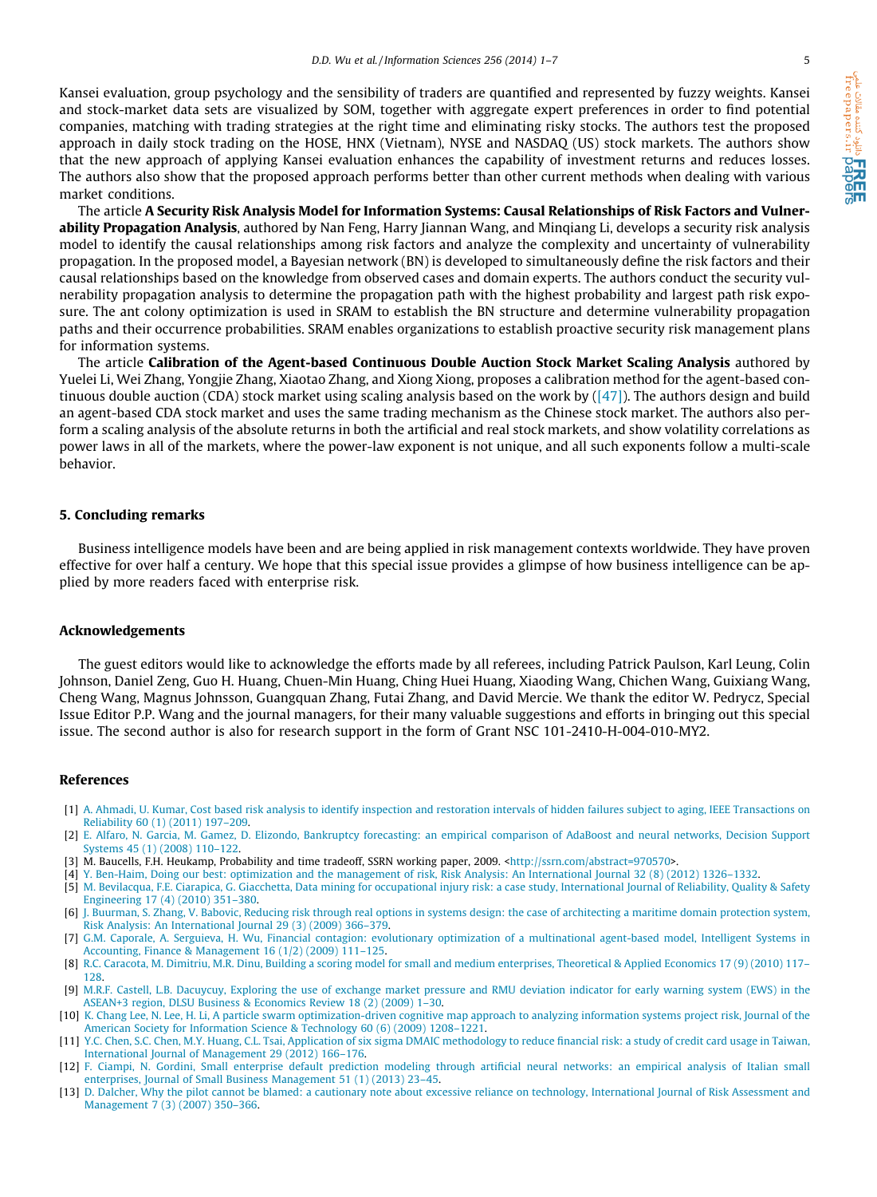Kansei evaluation, group psychology and the sensibility of traders are quantified and represented by fuzzy weights. Kansei and stock-market data sets are visualized by SOM, together with aggregate expert preferences in order to find potential companies, matching with trading strategies at the right time and eliminating risky stocks. The authors test the proposed approach in daily stock trading on the HOSE, HNX (Vietnam), NYSE and NASDAQ (US) stock markets. The authors show that the new approach of applying Kansei evaluation enhances the capability of investment returns and reduces losses. The authors also show that the proposed approach performs better than other current methods when dealing with various market conditions.

The article **A Security Risk Analysis Model for Information Systems: Causal Relationships of Risk Factors and Vulnerability Propagation Analysis**, authored by Nan Feng, Harry Jiannan Wang, and Minqiang Li, develops a security risk analysis model to identify the causal relationships among risk factors and analyze the complexity and uncertainty of vulnerability propagation. In the proposed model, a Bayesian network (BN) is developed to simultaneously define the risk factors and their causal relationships based on the knowledge from observed cases and domain experts. The authors conduct the security vulnerability propagation analysis to determine the propagation path with the highest probability and largest path risk exposure. The ant colony optimization is used in SRAM to establish the BN structure and determine vulnerability propagation paths and their occurrence probabilities. SRAM enables organizations to establish proactive security risk management plans for information systems.

The article **Calibration of the Agent-based Continuous Double Auction Stock Market Scaling Analysis** authored by Yuelei Li, Wei Zhang, Yongjie Zhang, Xiaotao Zhang, and Xiong Xiong, proposes a calibration method for the agent-based continuous double auction (CDA) stock market using scaling analysis based on the work by ([47]). The authors design and build an agent-based CDA stock market and uses the same trading mechanism as the Chinese stock market. The authors also perform a scaling analysis of the absolute returns in both the artificial and real stock markets, and show volatility correlations as power laws in all of the markets, where the power-law exponent is not unique, and all such exponents follow a multi-scale behavior.

## 5. Concluding remarks

Business intelligence models have been and are being applied in risk management contexts worldwide. They have proven effective for over half a century. We hope that this special issue provides a glimpse of how business intelligence can be applied by more readers faced with enterprise risk.

## Acknowledgements

The guest editors would like to acknowledge the efforts made by all referees, including Patrick Paulson, Karl Leung, Colin Johnson, Daniel Zeng, Guo H. Huang, Chuen-Min Huang, Ching Huei Huang, Xiaoding Wang, Chichen Wang, Guixiang Wang, Cheng Wang, Magnus Johnsson, Guangquan Zhang, Futai Zhang, and David Mercie. We thank the editor W. Pedrycz, Special Issue Editor P.P. Wang and the journal managers, for their many valuable suggestions and efforts in bringing out this special issue. The second author is also for research support in the form of Grant NSC 101-2410-H-004-010-MY2.

## References

[1] A. Ahmadi, U. Kumar, Cost based risk analysis to identify inspection and restoration intervals of hidden failures subject to aging, IEEE Transactions on Reliability 60 (1) (2011) 197–209.

[2] E. Alfaro, N. Garcia, M. Gamez, D. Elizondo, Bankruptcy forecasting: an empirical comparison of AdaBoost and neural networks, Decision Support Systems 45 (1) (2008) 110–122.

[3] M. Baucells, F.H. Heukamp, Probability and time tradeoff, SSRN working paper, 2009. <http://ssrn.com/abstract=970570>.

[4] Y. Ben-Haim, Doing our best: optimization and the management of risk, Risk Analysis: An International Journal 32 (8) (2012) 1326–1332.

[5] M. Bevilacqua, F.E. Ciarapica, G. Giacchetta, Data mining for occupational injury risk: a case study, International Journal of Reliability, Quality & Safety Engineering 17 (4) (2010) 351–380.

[6] J. Buurman, S. Zhang, V. Babovic, Reducing risk through real options in systems design: the case of architecting a maritime domain protection system, Risk Analysis: An International Journal 29 (3) (2009) 366–379.

[7] G.M. Caporale, A. Serguieva, H. Wu, Financial contagion: evolutionary optimization of a multinational agent-based model, Intelligent Systems in Accounting, Finance & Management 16 (1/2) (2009) 111–125.

[8] R.C. Caracota, M. Dimitriu, M.R. Dinu, Building a scoring model for small and medium enterprises, Theoretical & Applied Economics 17 (9) (2010) 117–128.

[9] M.R.F. Castell, L.B. Dacuycuy, Exploring the use of exchange market pressure and RMU deviation indicator for early warning system (EWS) in the ASEAN+3 region, DLSU Business & Economics Review 18 (2) (2009) 1–30.

[10] K. Chang Lee, N. Lee, H. Li, A particle swarm optimization-driven cognitive map approach to analyzing information systems project risk, Journal of the American Society for Information Science & Technology 60 (6) (2009) 1208–1221.

[11] Y.C. Chen, S.C. Chen, M.Y. Huang, C.L. Tsai, Application of six sigma DMAIC methodology to reduce financial risk: a study of credit card usage in Taiwan, International Journal of Management 29 (2012) 166–176.

[12] F. Ciampi, N. Gordini, Small enterprise default prediction modeling through artificial neural networks: an empirical analysis of Italian small enterprises, Journal of Small Business Management 51 (1) (2013) 23–45.

[13] D. Dalcher, Why the pilot cannot be blamed: a cautionary note about excessive reliance on technology, International Journal of Risk Assessment and Management 7 (3) (2007) 350–366.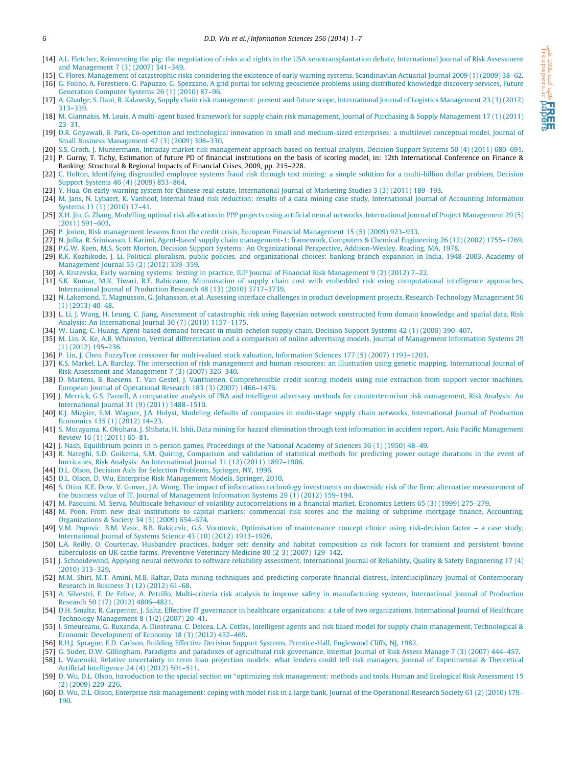[14] A.L. Fletcher, Reinventing the pig: the negotiation of risks and rights in the USA xenotransplantation debate, International Journal of Risk Assessment and Management 7 (3) (2007) 341–349.

[15] C. Flores, Management of catastrophic risks considering the existence of early warning systems, Scandinavian Actuarial Journal 2009 (1) (2009) 38–62.

[16] G. Folino, A. Forestiero, G. Papuzzo, G. Spezzano, A grid portal for solving geoscience problems using distributed knowledge discovery services, Future Generation Computer Systems 26 (1) (2010) 87–96.

[17] A. Ghadge, S. Dani, R. Kalawsky, Supply chain risk management: present and future scope, International Journal of Logistics Management 23 (3) (2012) 313–339.

[18] M. Giannakis, M. Louis, A multi-agent based framework for supply chain risk management, Journal of Purchasing & Supply Management 17 (1) (2011) 23–31.

[19] D.R. Gnyawali, B. Park, Co-opetition and technological innovation in small and medium-sized enterprises: a multilevel conceptual model, Journal of Small Business Management 47 (3) (2009) 308–330.

[20] S.S. Groth, J. Muntermann, Intraday market risk management approach based on textual analysis, Decision Support Systems 50 (4) (2011) 680–691.

[21] P. Gurny, T. Tichy, Estimation of future PD of financial institutions on the basis of scoring model, in: 12th International Conference on Finance & Banking: Structural & Regional Impacts of Financial Crises, 2009, pp. 215–228.

[22] C. Holton, Identifying disgruntled employee systems fraud risk through text mining: a simple solution for a multi-billion dollar problem, Decision Support Systems 46 (4) (2009) 853–864.

[23] Y. Hua, On early-warning system for Chinese real estate, International Journal of Marketing Studies 3 (3) (2011) 189–193.

[24] M. Jans, N. Lybaert, K. Vanhoof, Internal fraud risk reduction: results of a data mining case study, International Journal of Accounting Information Systems 11 (1) (2010) 17–41.

[25] X.H. Jin, G. Zhang, Modelling optimal risk allocation in PPP projects using artificial neural networks, International Journal of Project Management 29 (5) (2011) 591–603.

[26] P. Jorion, Risk management lessons from the credit crisis, European Financial Management 15 (5) (2009) 923–933.

[27] N. Julka, R. Srinivasan, I. Karimi, Agent-based supply chain management-1: framework, Computers & Chemical Engineering 26 (12) (2002) 1755–1769.

[28] P.G.W. Keen, M.S. Scott Morton, Decision Support Systems: An Organizational Perspective, Addison-Wesley, Reading, MA, 1978.

[29] R.K. Kozhikode, J. Li, Political pluralism, public policies, and organizational choices: banking branch expansion in India, 1948–2003, Academy of Management Journal 55 (2) (2012) 339–359.

[30] A. Krstevska, Early warning systems: testing in practice, IUP Journal of Financial Risk Management 9 (2) (2012) 7–22.

[31] S.K. Kumar, M.K. Tiwari, R.F. Babiceanu, Minimisation of supply chain cost with embedded risk using computational intelligence approaches, International Journal of Production Research 48 (13) (2010) 3717–3739.

[32] N. Lakemond, T. Magnusson, G. Johansson, et al, Assessing interface challenges in product development projects, Research-Technology Management 56 (1) (2013) 40–48.

[33] L. Li, J. Wang, H. Leung, C. Jiang, Assessment of catastrophic risk using Bayesian network constructed from domain knowledge and spatial data, Risk Analysis: An International Journal 30 (7) (2010) 1157–1175.

[34] W. Liang, C. Huang, Agent-based demand forecast in multi-echelon supply chain, Decision Support Systems 42 (1) (2006) 390–407.

[35] M. Lin, X. Ke, A.B. Whinston, Vertical differentiation and a comparison of online advertising models, Journal of Management Information Systems 29 (1) (2012) 195–236.

[36] P. Lin, J. Chen, FuzzyTree crossover for multi-valued stock valuation, Information Sciences 177 (5) (2007) 1193–1203.

[37] K.S. Markel, L.A. Barclay, The intersection of risk management and human resources: an illustration using genetic mapping, International Journal of Risk Assessment and Management 7 (3) (2007) 326–340.

[38] D. Martens, B. Baesens, T. Van Gestel, J. Vanthienen, Comprehensible credit scoring models using rule extraction from support vector machines, European Journal of Operational Research 183 (3) (2007) 1466–1476.

[39] J. Merrick, G.S. Parnell, A comparative analysis of PRA and intelligent adversary methods for counterterrorism risk management, Risk Analysis: An International Journal 31 (9) (2011) 1488–1510.

[40] K.J. Mizgier, S.M. Wagner, J.A. Holyst, Modeling defaults of companies in multi-stage supply chain networks, International Journal of Production Economics 135 (1) (2012) 14–23.

[41] S. Murayama, K. Okuhara, J. Shibata, H. Ishii, Data mining for hazard elimination through text information in accident report, Asia Pacific Management Review 16 (1) (2011) 65–81.

[42] J. Nash, Equilibrium points in n-person games, Proceedings of the National Academy of Sciences 36 (1) (1950) 48–49.

[43] R. Nateghi, S.D. Guikema, S.M. Quiring, Comparison and validation of statistical methods for predicting power outage durations in the event of hurricanes, Risk Analysis: An International Journal 31 (12) (2011) 1897–1906.

[44] D.L. Olson, Decision Aids for Selection Problems, Springer, NY, 1996.

[45] D.L. Olson, D. Wu, Enterprise Risk Management Models, Springer, 2010.

[46] S. Otim, K.E. Dow, V. Grover, J.A. Wong, The impact of information technology investments on downside risk of the firm: alternative measurement of the business value of IT, Journal of Management Information Systems 29 (1) (2012) 159–194.

[47] M. Pasquini, M. Serva, Multiscale behaviour of volatility autocorrelations in a financial market, Economics Letters 65 (3) (1999) 275–279.

[48] M. Poon, From new deal institutions to capital markets: commercial risk scores and the making of subprime mortgage finance, Accounting, Organizations & Society 34 (5) (2009) 654–674.

[49] V.M. Popovic, B.M. Vasic, B.B. Rakicevic, G.S. Vorotovic, Optimisation of maintenance concept choice using risk-decision factor – a case study, International Journal of Systems Science 43 (10) (2012) 1913–1926.

[50] L.A. Reilly, O. Courtenay, Husbandry practices, badger sett density and habitat composition as risk factors for transient and persistent bovine tuberculosis on UK cattle farms, Preventive Veterinary Medicine 80 (2-3) (2007) 129–142.

[51] J. Schneidewind, Applying neural networks to software reliability assessment, International Journal of Reliability, Quality & Safety Engineering 17 (4) (2010) 313–329.

[52] M.M. Shiri, M.T. Amini, M.B. Raftar, Data mining techniques and predicting corporate financial distress, Interdisciplinary Journal of Contemporary Research in Business 3 (12) (2012) 61–68.

[53] A. Silvestri, F. De Felice, A. Petrillo, Multi-criteria risk analysis to improve safety in manufacturing systems, International Journal of Production Research 50 (17) (2012) 4806–4821.

[54] D.H. Smaltz, R. Carpenter, J. Saltz, Effective IT governance in healthcare organizations: a tale of two organizations, International Journal of Healthcare Technology Management 8 (1/2) (2007) 20–41.

[55] I. Smeureanu, G. Ruxanda, A. Diosteanu, C. Delcea, L.A. Cotfas, Intelligent agents and risk based model for supply chain management, Technological & Economic Development of Economy 18 (3) (2012) 452–469.

[56] R.H.J. Sprague, E.D. Carlson, Building Effective Decision Support Systems, Prentice-Hall, Englewood Cliffs, NJ, 1982.

[57] G. Suder, D.W. Gillingham, Paradigms and paradoxes of agricultural risk governance, Internat Journal of Risk Assess Manage 7 (3) (2007) 444–457.

[58] L. Warenski, Relative uncertainty in term loan projection models: what lenders could tell risk managers, Journal of Experimental & Theoretical Artificial Intelligence 24 (4) (2012) 501–511.

[59] D. Wu, D.L. Olson, Introduction to the special section on "optimizing risk management: methods and tools, Human and Ecological Risk Assessment 15 (2) (2009) 220–226.

[60] D. Wu, D.L. Olson, Enterprise risk management: coping with model risk in a large bank, Journal of the Operational Research Society 61 (2) (2010) 179–190.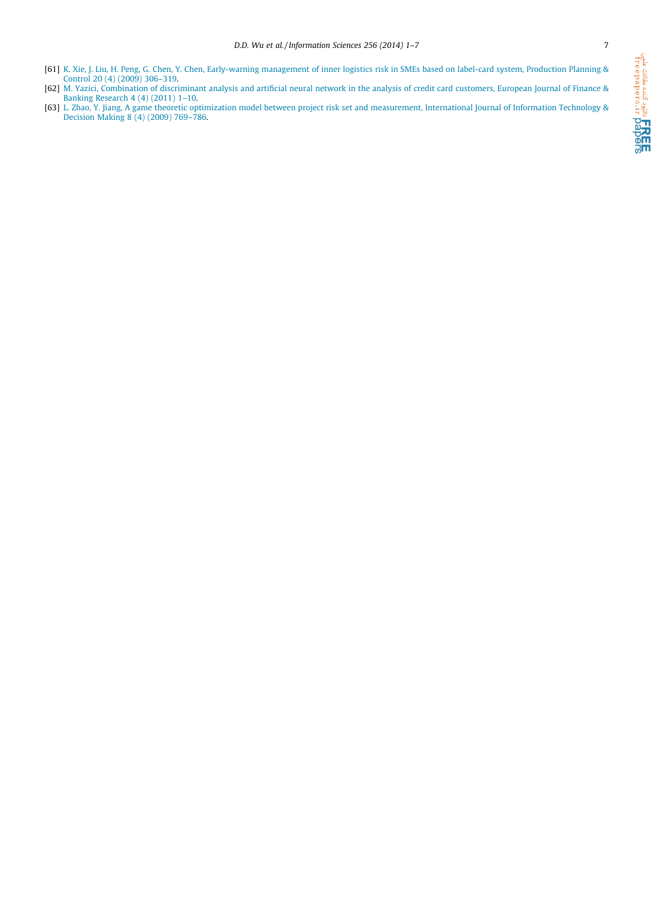[61] K. Xie, J. Liu, H. Peng, G. Chen, Y. Chen, Early-warning management of inner logistics risk in SMEs based on label-card system, Production Planning & Control 20 (4) (2009) 306–319.

[62] M. Yazici, Combination of discriminant analysis and artificial neural network in the analysis of credit card customers, European Journal of Finance & Banking Research 4 (4) (2011) 1–10.

[63] L. Zhao, Y. Jiang, A game theoretic optimization model between project risk set and measurement, International Journal of Information Technology & Decision Making 8 (4) (2009) 769–786.